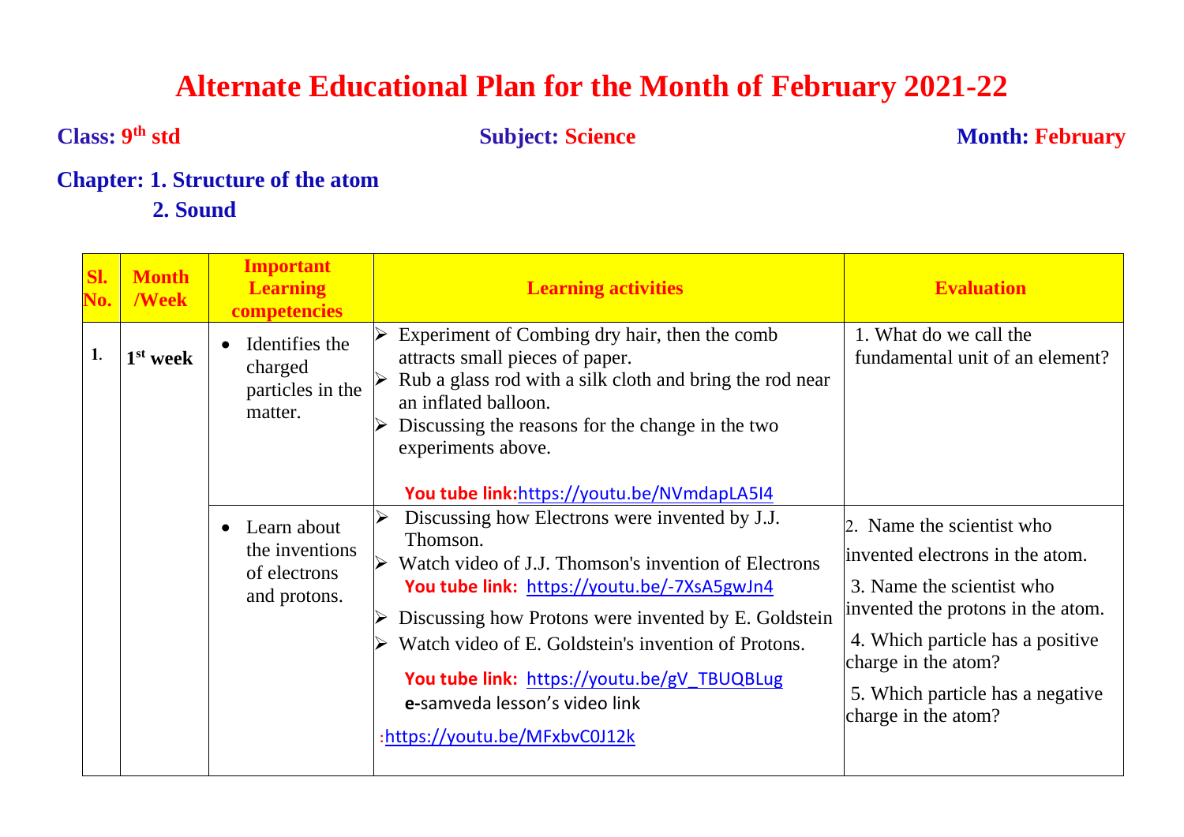# Alternate Educational Plan for the Month of February 2021-22

**Class: 9th std** **Subject: Science** **Month: February**

**Chapter: 1. Structure of the atom**
**2. Sound**

| Sl. No. | Month /Week | Important Learning competencies | Learning activities | Evaluation |
|---|---|---|---|---|
| 1. | 1st week | • Identifies the charged particles in the matter. | ➢ Experiment of Combing dry hair, then the comb attracts small pieces of paper.<br>➢ Rub a glass rod with a silk cloth and bring the rod near an inflated balloon.<br>➢ Discussing the reasons for the change in the two experiments above.<br><br>**You tube link:**https://youtu.be/NVmdapLA5I4 | 1. What do we call the fundamental unit of an element? |
| | | • Learn about the inventions of electrons and protons. | ➢ Discussing how Electrons were invented by J.J. Thomson.<br>➢ Watch video of J.J. Thomson's invention of Electrons<br>**You tube link:** https://youtu.be/-7XsA5gwJn4<br>➢ Discussing how Protons were invented by E. Goldstein<br>➢ Watch video of E. Goldstein's invention of Protons.<br>**You tube link:** https://youtu.be/gV_TBUQBLug<br>**e-**samveda lesson's video link<br>:https://youtu.be/MFxbvC0J12k | 2. Name the scientist who invented electrons in the atom.<br>3. Name the scientist who invented the protons in the atom.<br>4. Which particle has a positive charge in the atom?<br>5. Which particle has a negative charge in the atom? |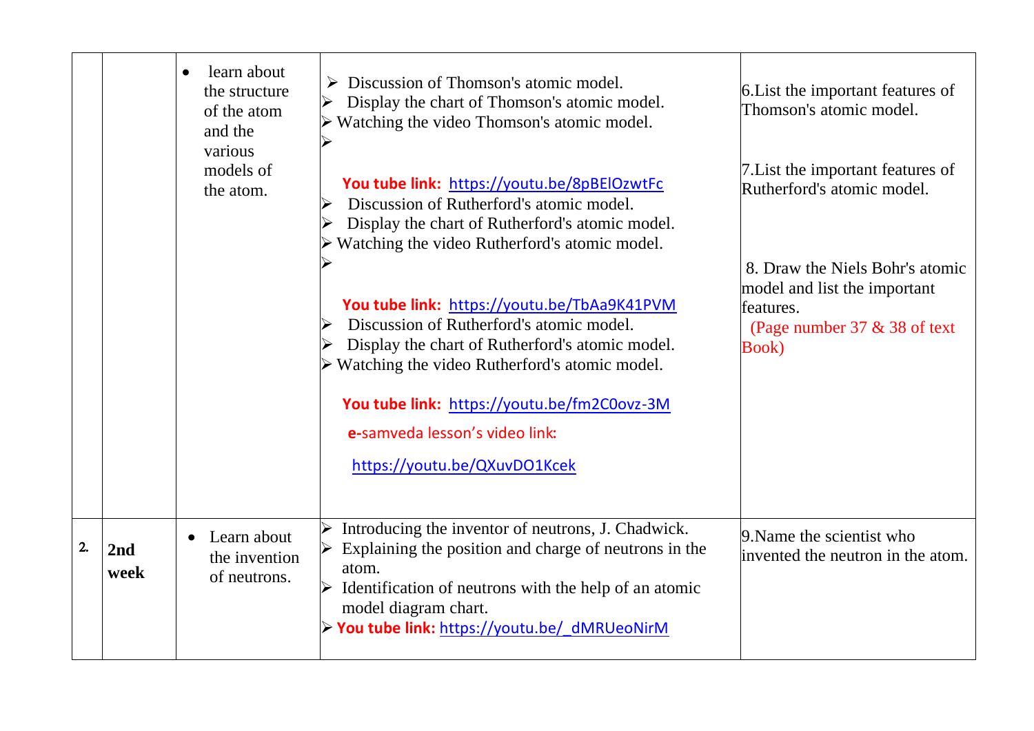| | | | | |
|---|---|---|---|---|
| | | • learn about the structure of the atom and the various models of the atom. | ➢ Discussion of Thomson's atomic model.<br>➢ Display the chart of Thomson's atomic model.<br>➢ Watching the video Thomson's atomic model.<br>➢<br>**You tube link:** https://youtu.be/8pBElOzwtFc<br>➢ Discussion of Rutherford's atomic model.<br>➢ Display the chart of Rutherford's atomic model.<br>➢ Watching the video Rutherford's atomic model.<br>➢<br>**You tube link:** https://youtu.be/TbAa9K41PVM<br>➢ Discussion of Rutherford's atomic model.<br>➢ Display the chart of Rutherford's atomic model.<br>➢ Watching the video Rutherford's atomic model.<br>**You tube link:** https://youtu.be/fm2C0ovz-3M<br>**e-**samveda lesson's video link:<br>https://youtu.be/QXuvDO1Kcek | 6.List the important features of Thomson's atomic model.<br>7.List the important features of Rutherford's atomic model.<br>8. Draw the Niels Bohr's atomic model and list the important features.<br>(Page number 37 & 38 of text Book) |
| 2. | **2nd week** | • Learn about the invention of neutrons. | ➢ Introducing the inventor of neutrons, J. Chadwick.<br>➢ Explaining the position and charge of neutrons in the atom.<br>➢ Identification of neutrons with the help of an atomic model diagram chart.<br>➢ **You tube link:** https://youtu.be/_dMRUeoNirM | 9.Name the scientist who invented the neutron in the atom. |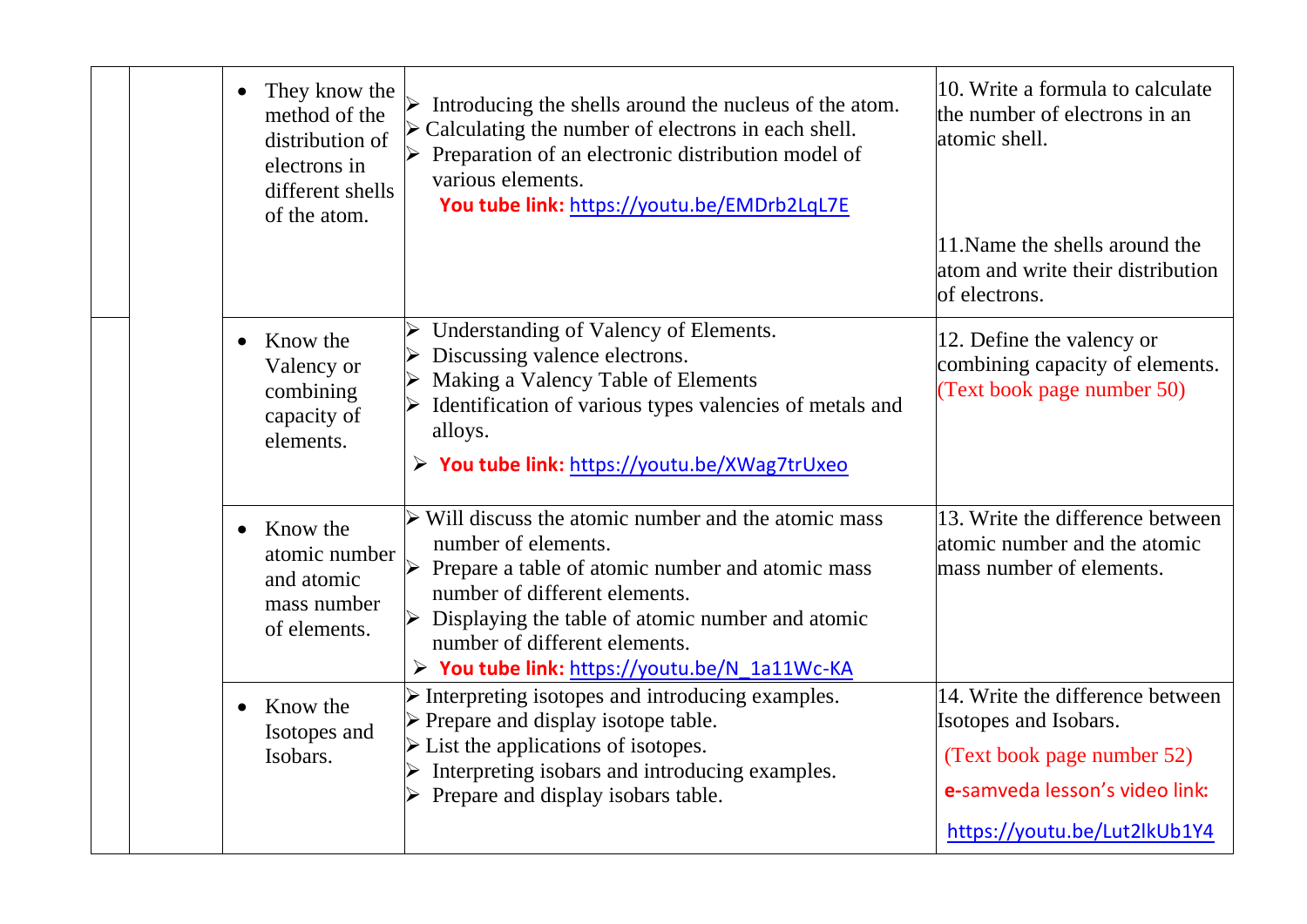|  |  |  |  |  |
|---|---|---|---|---|
|  |  | • They know the method of the distribution of electrons in different shells of the atom. | ➢ Introducing the shells around the nucleus of the atom.<br>➢ Calculating the number of electrons in each shell.<br>➢ Preparation of an electronic distribution model of various elements.<br>**You tube link:** https://youtu.be/EMDrb2LqL7E | 10. Write a formula to calculate the number of electrons in an atomic shell.<br><br>11.Name the shells around the atom and write their distribution of electrons. |
|  |  | • Know the Valency or combining capacity of elements. | ➢ Understanding of Valency of Elements.<br>➢ Discussing valence electrons.<br>➢ Making a Valency Table of Elements<br>➢ Identification of various types valencies of metals and alloys.<br>➢ **You tube link:** https://youtu.be/XWag7trUxeo | 12. Define the valency or combining capacity of elements. (Text book page number 50) |
|  |  | • Know the atomic number and atomic mass number of elements. | ➢ Will discuss the atomic number and the atomic mass number of elements.<br>➢ Prepare a table of atomic number and atomic mass number of different elements.<br>➢ Displaying the table of atomic number and atomic number of different elements.<br>➢ **You tube link:** https://youtu.be/N_1a11Wc-KA | 13. Write the difference between atomic number and the atomic mass number of elements. |
|  |  | • Know the Isotopes and Isobars. | ➢ Interpreting isotopes and introducing examples.<br>➢ Prepare and display isotope table.<br>➢ List the applications of isotopes.<br>➢ Interpreting isobars and introducing examples.<br>➢ Prepare and display isobars table. | 14. Write the difference between Isotopes and Isobars.<br>(Text book page number 52)<br>**e-**samveda lesson's video link:<br>https://youtu.be/Lut2lkUb1Y4 |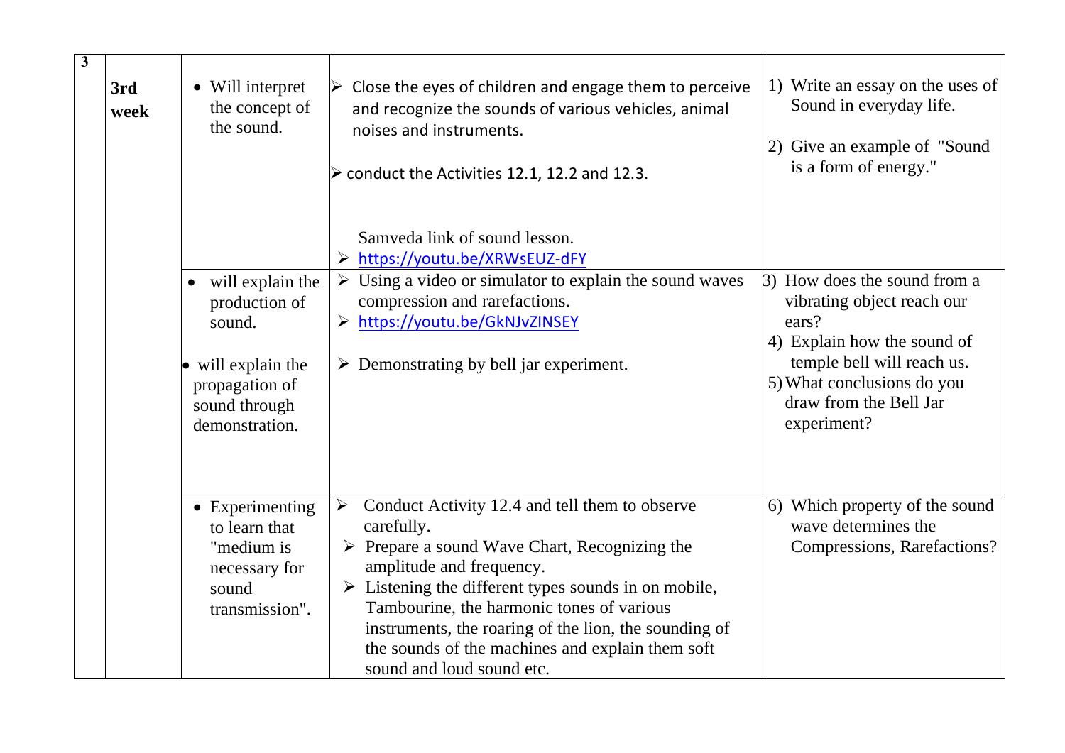| 3 | 3rd week | • Will interpret the concept of the sound. | ➢ Close the eyes of children and engage them to perceive and recognize the sounds of various vehicles, animal noises and instruments.<br>➢ conduct the Activities 12.1, 12.2 and 12.3.<br><br>Samveda link of sound lesson.<br>➢ https://youtu.be/XRWsEUZ-dFY | 1) Write an essay on the uses of Sound in everyday life.<br>2) Give an example of "Sound is a form of energy." |
|---|---|---|---|---|
| | | • will explain the production of sound.<br><br>• will explain the propagation of sound through demonstration. | ➢ Using a video or simulator to explain the sound waves compression and rarefactions.<br>➢ https://youtu.be/GkNJvZINSEY<br><br>➢ Demonstrating by bell jar experiment. | 3) How does the sound from a vibrating object reach our ears?<br>4) Explain how the sound of temple bell will reach us.<br>5) What conclusions do you draw from the Bell Jar experiment? |
| | | • Experimenting to learn that "medium is necessary for sound transmission". | ➢ Conduct Activity 12.4 and tell them to observe carefully.<br>➢ Prepare a sound Wave Chart, Recognizing the amplitude and frequency.<br>➢ Listening the different types sounds in on mobile, Tambourine, the harmonic tones of various instruments, the roaring of the lion, the sounding of the sounds of the machines and explain them soft sound and loud sound etc. | 6) Which property of the sound wave determines the Compressions, Rarefactions? |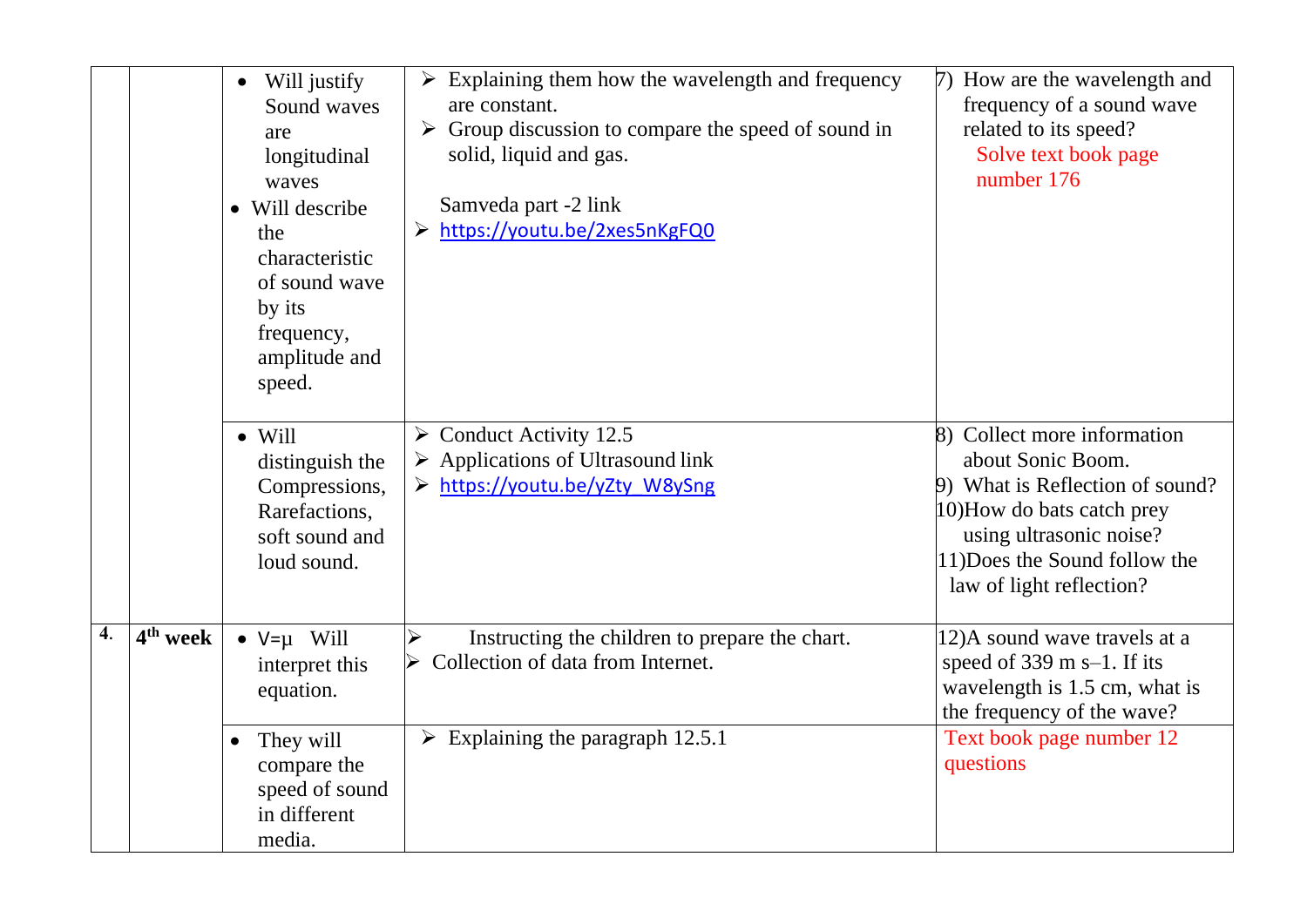| | | | | |
|---|---|---|---|---|
| | | • Will justify Sound waves are longitudinal waves<br>• Will describe the characteristic of sound wave by its frequency, amplitude and speed. | ➢ Explaining them how the wavelength and frequency are constant.<br>➢ Group discussion to compare the speed of sound in solid, liquid and gas.<br><br>Samveda part -2 link<br>➢ https://youtu.be/2xes5nKgFQ0 | 7) How are the wavelength and frequency of a sound wave related to its speed?<br>Solve text book page number 176 |
| | | • Will distinguish the Compressions, Rarefactions, soft sound and loud sound. | ➢ Conduct Activity 12.5<br>➢ Applications of Ultrasound link<br>➢ https://youtu.be/yZty_W8ySng | 8) Collect more information about Sonic Boom.<br>9) What is Reflection of sound?<br>10)How do bats catch prey using ultrasonic noise?<br>11)Does the Sound follow the law of light reflection? |
| **4.** | **4th week** | • V=µ Will interpret this equation. | ➢ Instructing the children to prepare the chart.<br>➢ Collection of data from Internet. | 12)A sound wave travels at a speed of 339 m s–1. If its wavelength is 1.5 cm, what is the frequency of the wave? |
| | | • They will compare the speed of sound in different media. | ➢ Explaining the paragraph 12.5.1 | Text book page number 12 questions |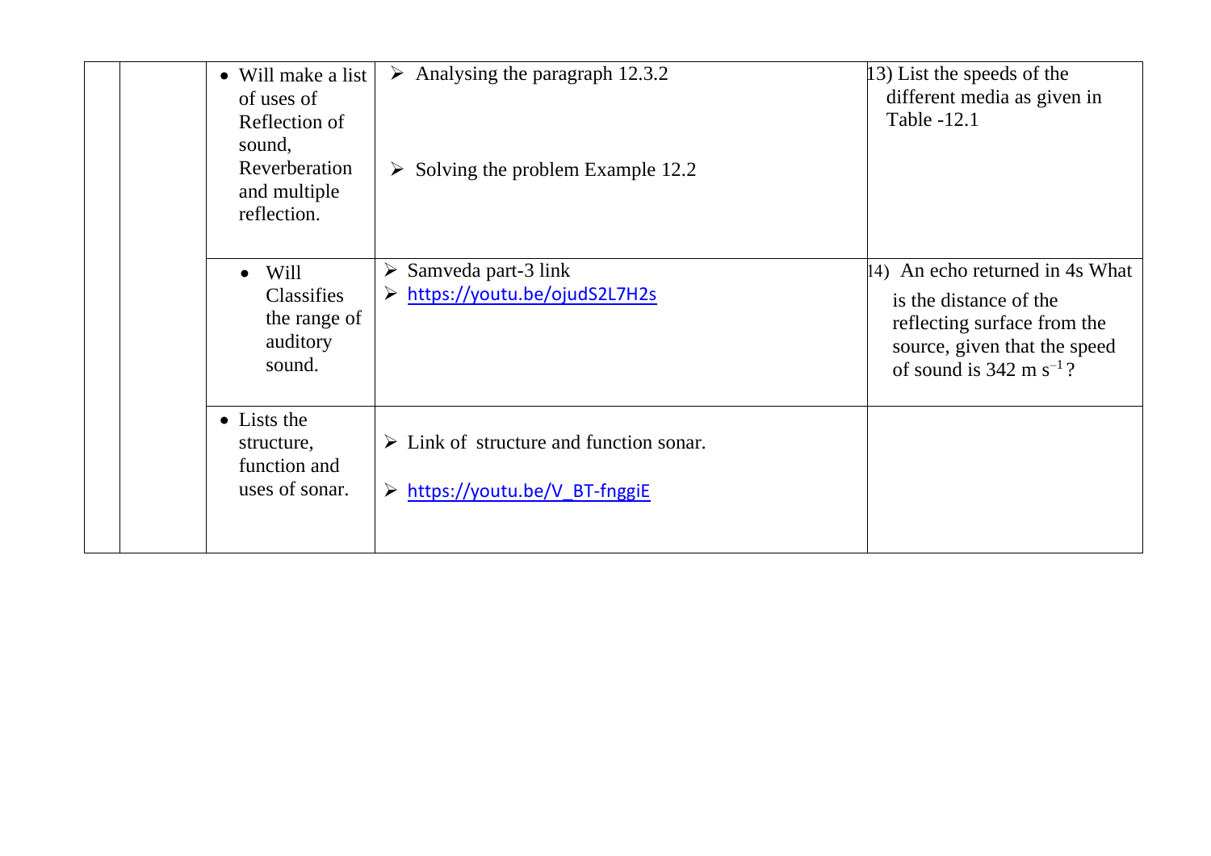| | | | | |
|---|---|---|---|---|
| | | • Will make a list of uses of Reflection of sound, Reverberation and multiple reflection. | ➢ Analysing the paragraph 12.3.2<br><br>➢ Solving the problem Example 12.2 | 13) List the speeds of the different media as given in Table -12.1 |
| | | • Will Classifies the range of auditory sound. | ➢ Samveda part-3 link<br>➢ https://youtu.be/ojudS2L7H2s | 14) An echo returned in 4s What is the distance of the reflecting surface from the source, given that the speed of sound is 342 m $s^{-1}$? |
| | | • Lists the structure, function and uses of sonar. | ➢ Link of structure and function sonar.<br><br>➢ https://youtu.be/V_BT-fnggiE | |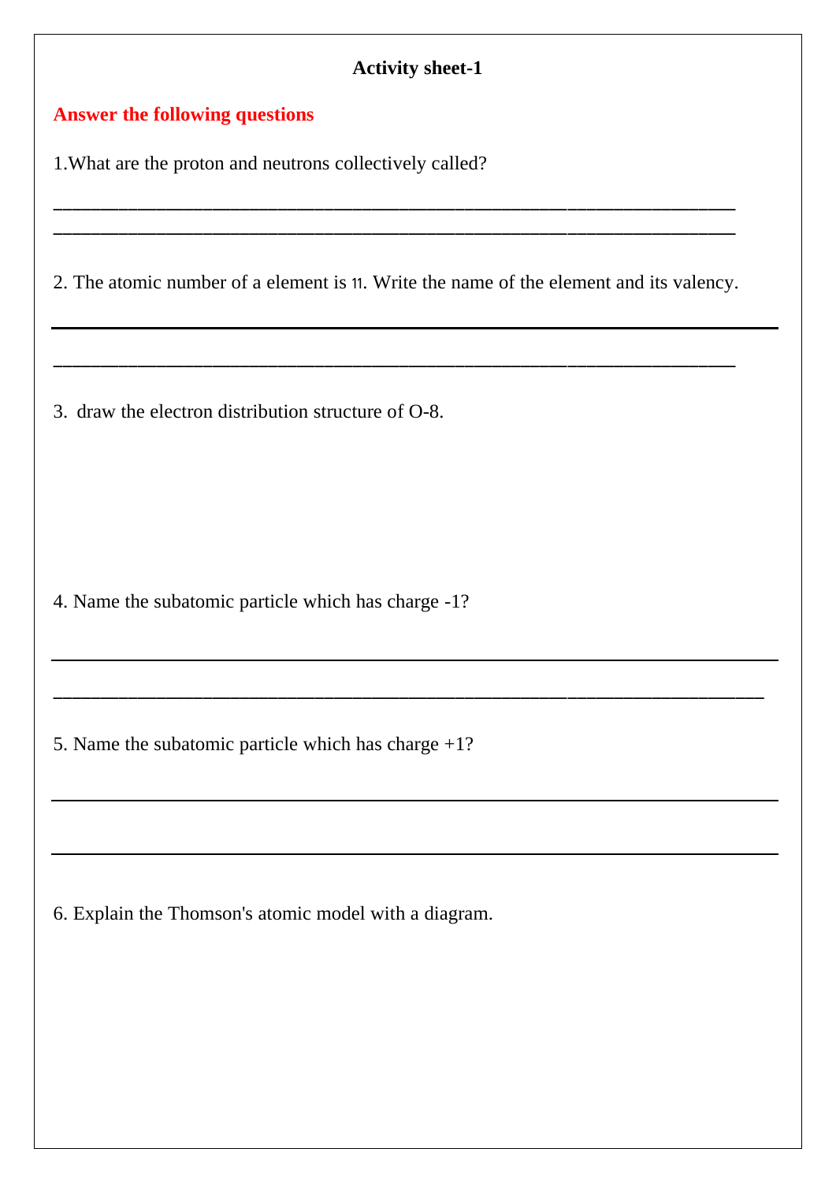**Activity sheet-1**

**Answer the following questions**

1.What are the proton and neutrons collectively called?

___________________________________________________________________________
___________________________________________________________________________

2. The atomic number of a element is 11. Write the name of the element and its valency.

___________________________________________________________________________

___________________________________________________________________________

3. draw the electron distribution structure of O-8.

4. Name the subatomic particle which has charge -1?

___________________________________________________________________________

___________________________________________________________________________

5. Name the subatomic particle which has charge +1?

___________________________________________________________________________

___________________________________________________________________________

6. Explain the Thomson's atomic model with a diagram.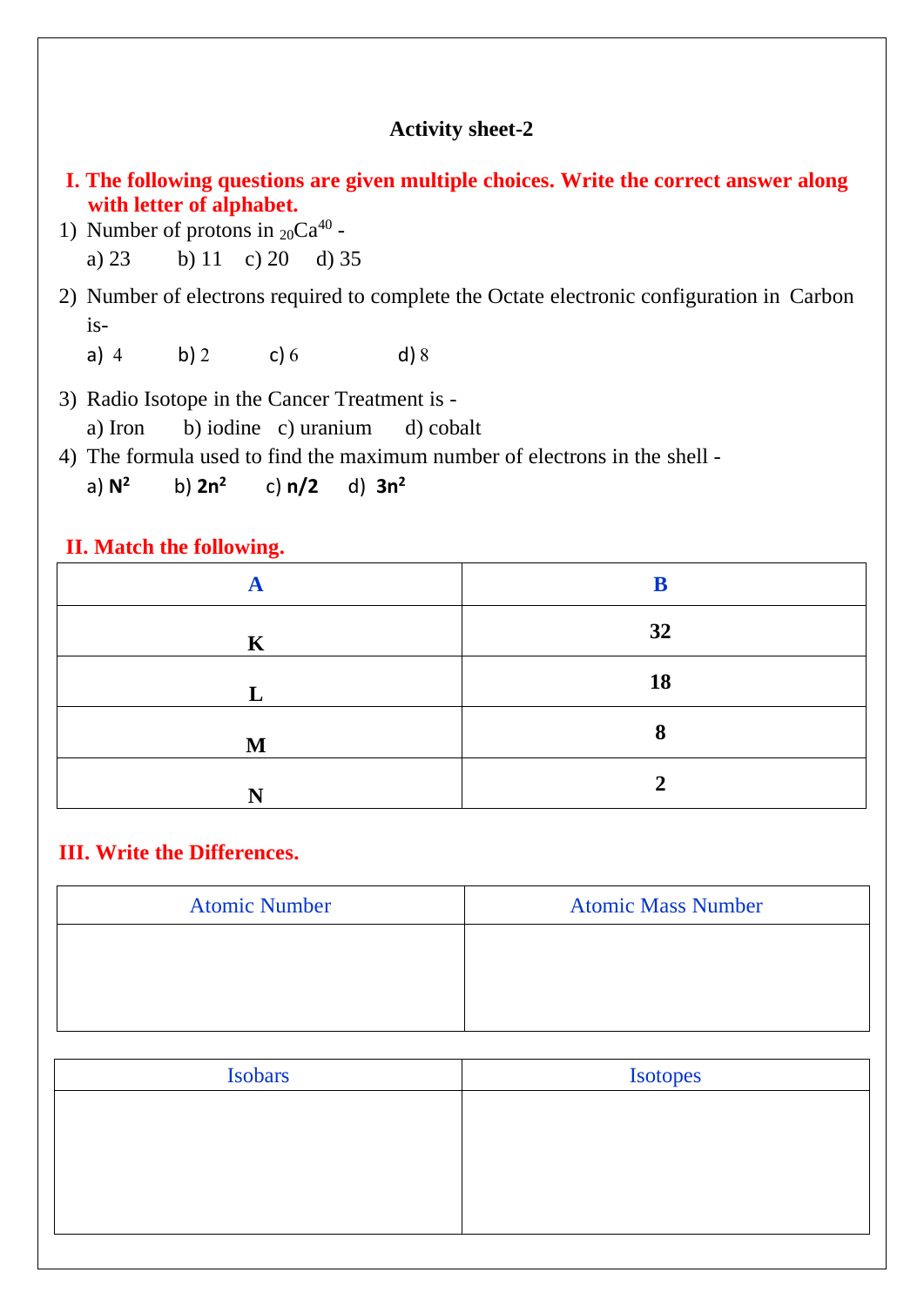## Activity sheet-2

**I. The following questions are given multiple choices. Write the correct answer along with letter of alphabet.**

1) Number of protons in $_{20}Ca^{40}$ -
   a) 23 b) 11 c) 20 d) 35
2) Number of electrons required to complete the Octate electronic configuration in Carbon is-
   a) 4 b) 2 c) 6 d) 8
3) Radio Isotope in the Cancer Treatment is -
   a) Iron b) iodine c) uranium d) cobalt
4) The formula used to find the maximum number of electrons in the shell -
   a) $N^2$ b) $2n^2$ c) $n/2$ d) $3n^2$

**II. Match the following.**

| A | B |
|---|---|
| **K** | **32** |
| **L** | **18** |
| **M** | **8** |
| **N** | **2** |

**III. Write the Differences.**

| Atomic Number | Atomic Mass Number |
|---|---|
| | |

| Isobars | Isotopes |
|---|---|
| | |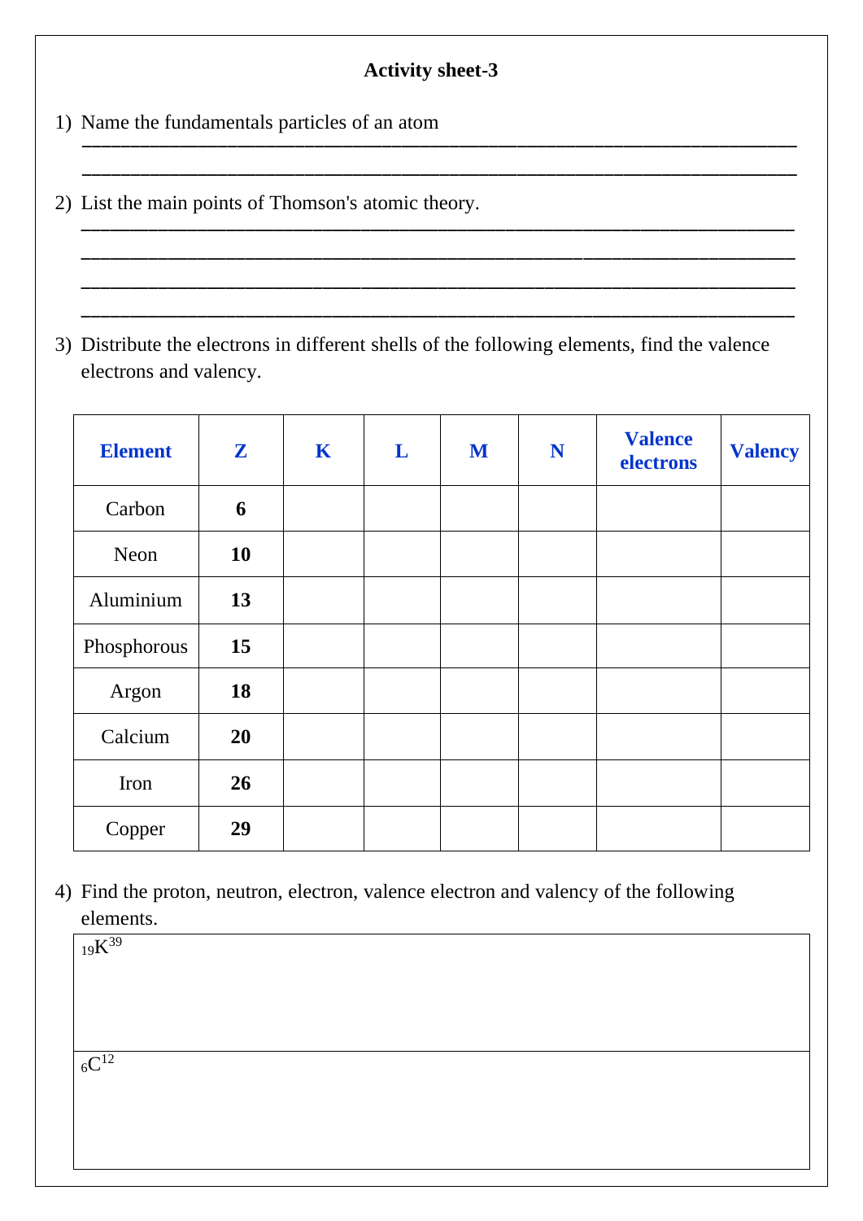**Activity sheet-3**

1) Name the fundamentals particles of an atom
________________________________________________________________________
________________________________________________________________________

2) List the main points of Thomson's atomic theory.
________________________________________________________________________
________________________________________________________________________
________________________________________________________________________
________________________________________________________________________

3) Distribute the electrons in different shells of the following elements, find the valence electrons and valency.

| Element | Z | K | L | M | N | Valence electrons | Valency |
|---|---|---|---|---|---|---|---|
| Carbon | **6** | | | | | | |
| Neon | **10** | | | | | | |
| Aluminium | **13** | | | | | | |
| Phosphorous | **15** | | | | | | |
| Argon | **18** | | | | | | |
| Calcium | **20** | | | | | | |
| Iron | **26** | | | | | | |
| Copper | **29** | | | | | | |

4) Find the proton, neutron, electron, valence electron and valency of the following elements.

| |
|---|
| $_{19}K^{39}$ |
| $_{6}C^{12}$ |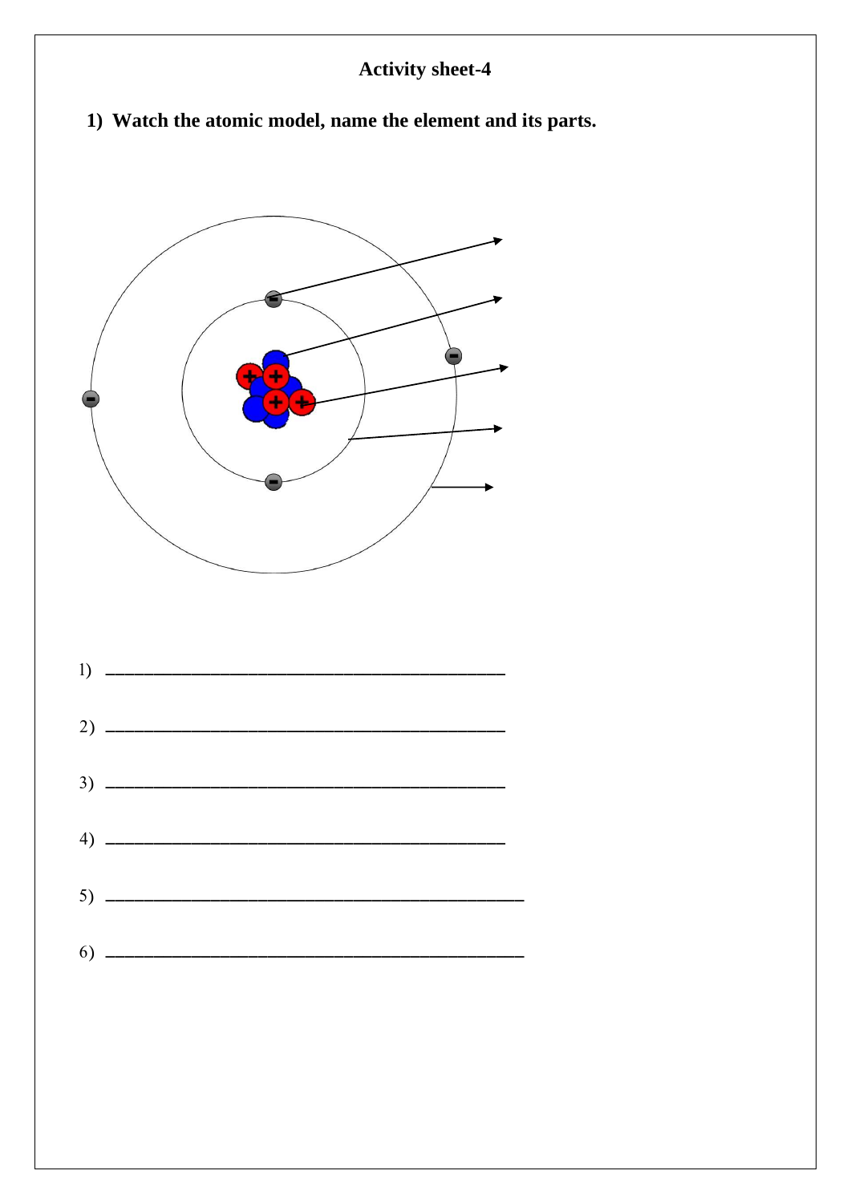## Activity sheet-4

**1) Watch the atomic model, name the element and its parts.**

1) ________________________________________________

2) ________________________________________________

3) ________________________________________________

4) ________________________________________________

5) ________________________________________________

6) ________________________________________________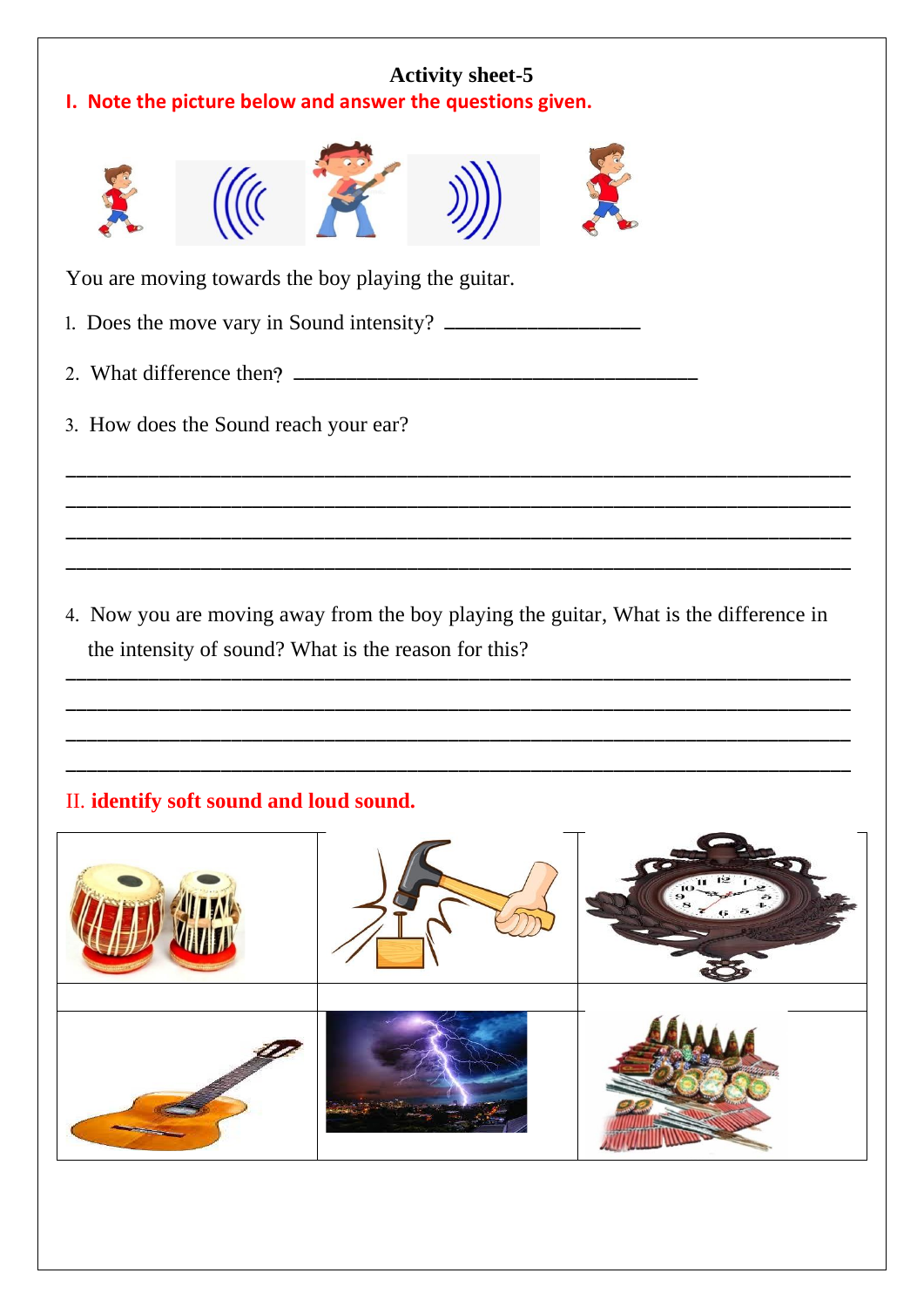**Activity sheet-5**

**I. Note the picture below and answer the questions given.**

You are moving towards the boy playing the guitar.

1. Does the move vary in Sound intensity? ___________________

2. What difference then? ________________________________________

3. How does the Sound reach your ear?

______________________________________________________________________
______________________________________________________________________
______________________________________________________________________
______________________________________________________________________

4. Now you are moving away from the boy playing the guitar, What is the difference in the intensity of sound? What is the reason for this?

______________________________________________________________________
______________________________________________________________________
______________________________________________________________________
______________________________________________________________________

II. **identify soft sound and loud sound.**

| | | |
|---|---|---|
| | | |
| | | |
| | | |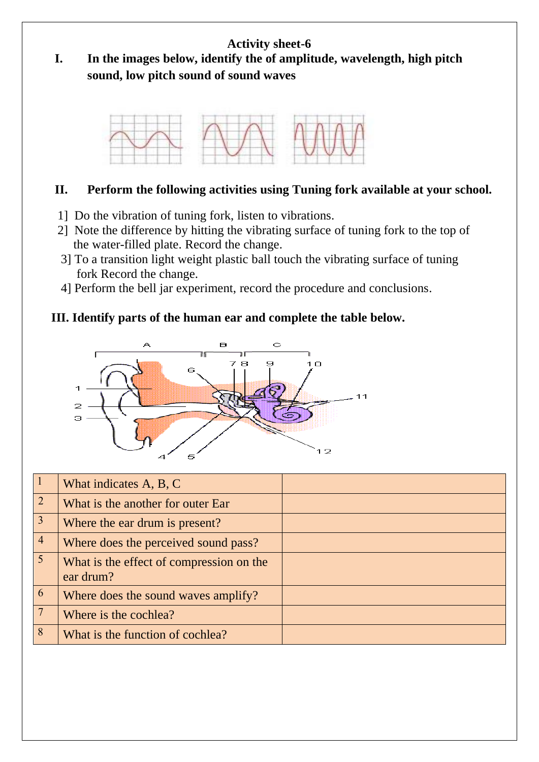## Activity sheet-6

**I. In the images below, identify the of amplitude, wavelength, high pitch sound, low pitch sound of sound waves**

**II. Perform the following activities using Tuning fork available at your school.**

1] Do the vibration of tuning fork, listen to vibrations.
2] Note the difference by hitting the vibrating surface of tuning fork to the top of the water-filled plate. Record the change.
3] To a transition light weight plastic ball touch the vibrating surface of tuning fork Record the change.
4] Perform the bell jar experiment, record the procedure and conclusions.

**III. Identify parts of the human ear and complete the table below.**

| | | |
|---|---|---|
| 1 | What indicates A, B, C | |
| 2 | What is the another for outer Ear | |
| 3 | Where the ear drum is present? | |
| 4 | Where does the perceived sound pass? | |
| 5 | What is the effect of compression on the ear drum? | |
| 6 | Where does the sound waves amplify? | |
| 7 | Where is the cochlea? | |
| 8 | What is the function of cochlea? | |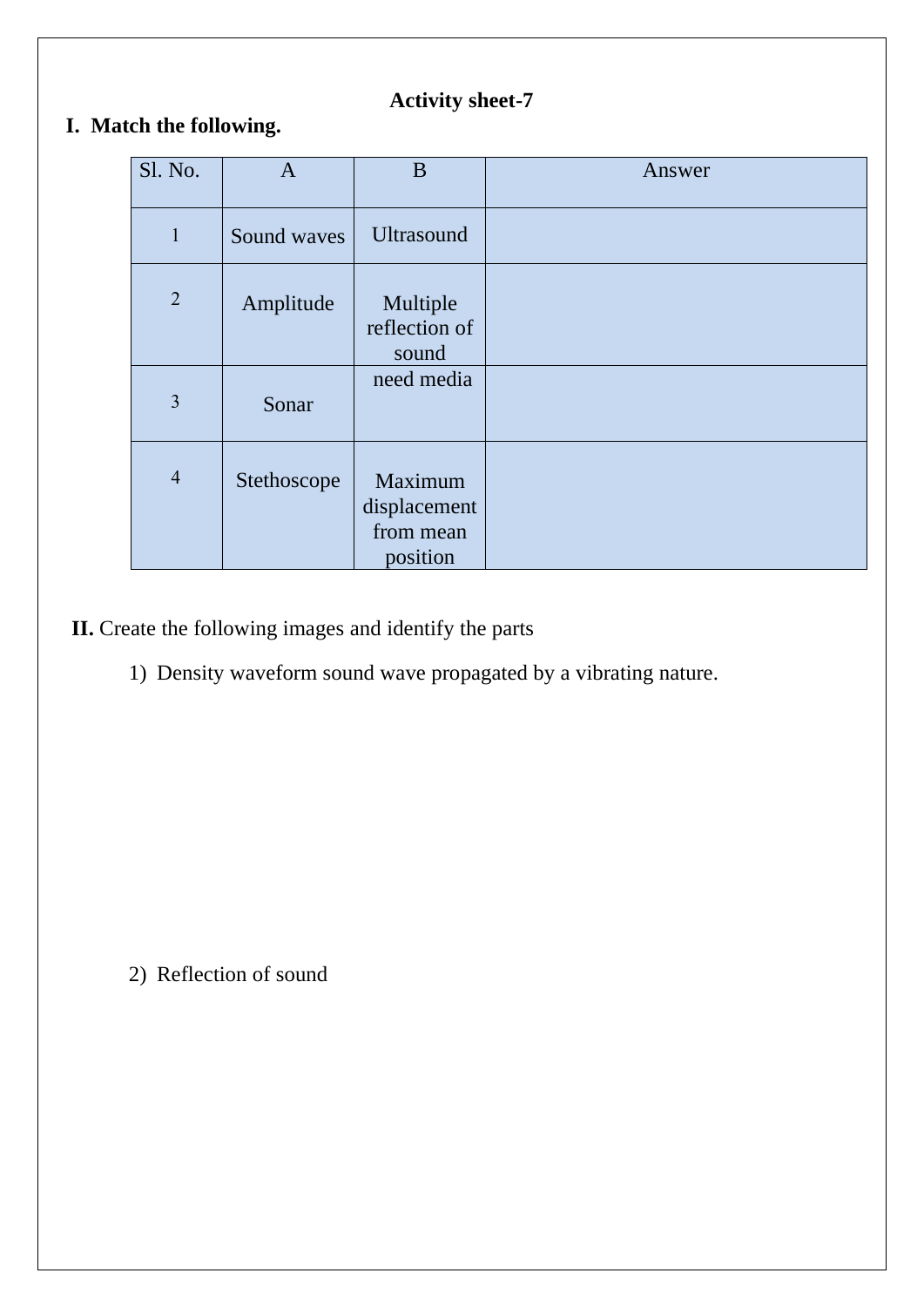**Activity sheet-7**

**I. Match the following.**

| Sl. No. | A | B | Answer |
|---|---|---|---|
| 1 | Sound waves | Ultrasound | |
| 2 | Amplitude | Multiple reflection of sound | |
| 3 | Sonar | need media | |
| 4 | Stethoscope | Maximum displacement from mean position | |

**II.** Create the following images and identify the parts

1) Density waveform sound wave propagated by a vibrating nature.

2) Reflection of sound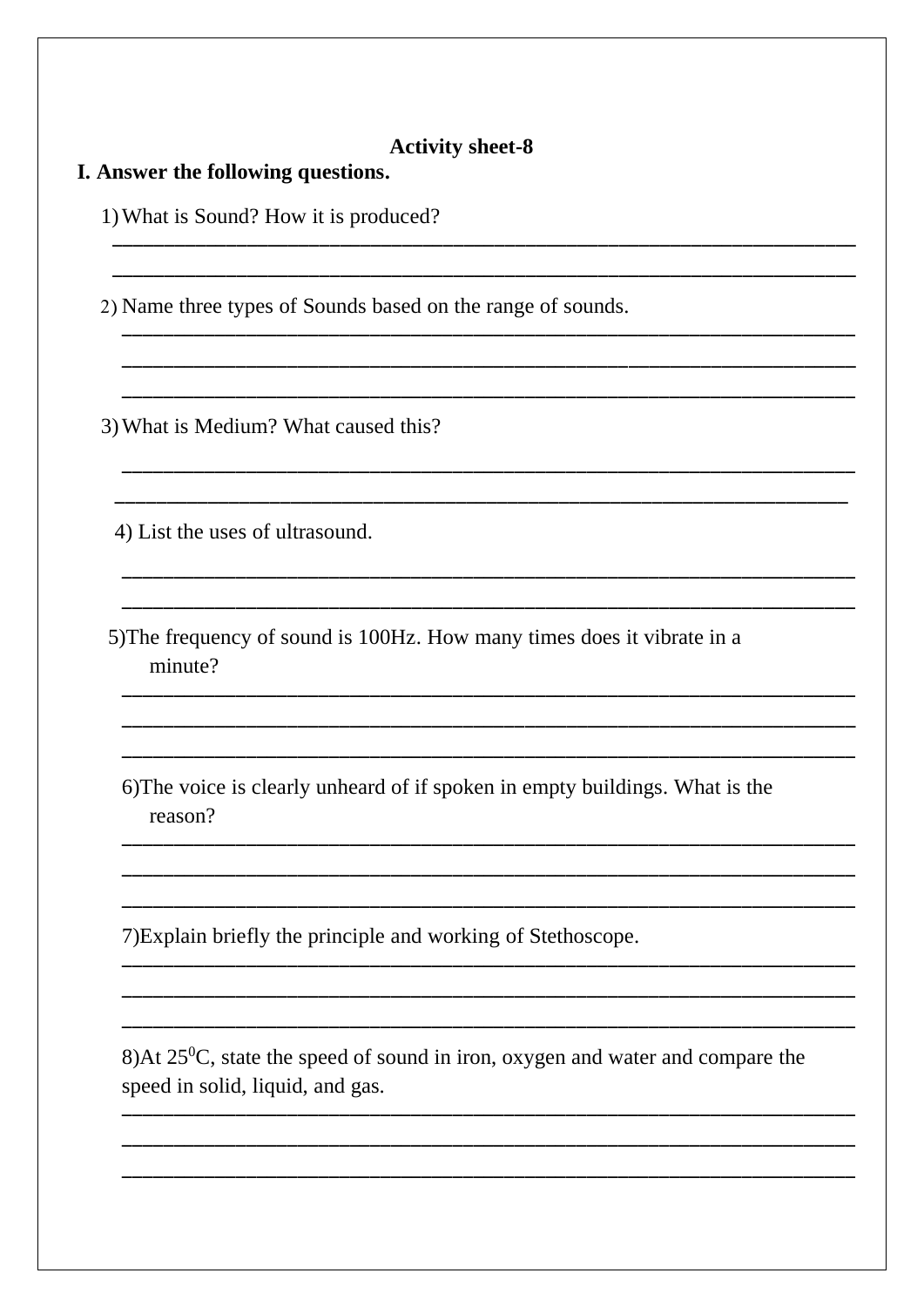**Activity sheet-8**

**I. Answer the following questions.**

1) What is Sound? How it is produced?

2) Name three types of Sounds based on the range of sounds.

3) What is Medium? What caused this?

4) List the uses of ultrasound.

5) The frequency of sound is 100Hz. How many times does it vibrate in a minute?

6) The voice is clearly unheard of if spoken in empty buildings. What is the reason?

7) Explain briefly the principle and working of Stethoscope.

8) At $25^0$C, state the speed of sound in iron, oxygen and water and compare the speed in solid, liquid, and gas.